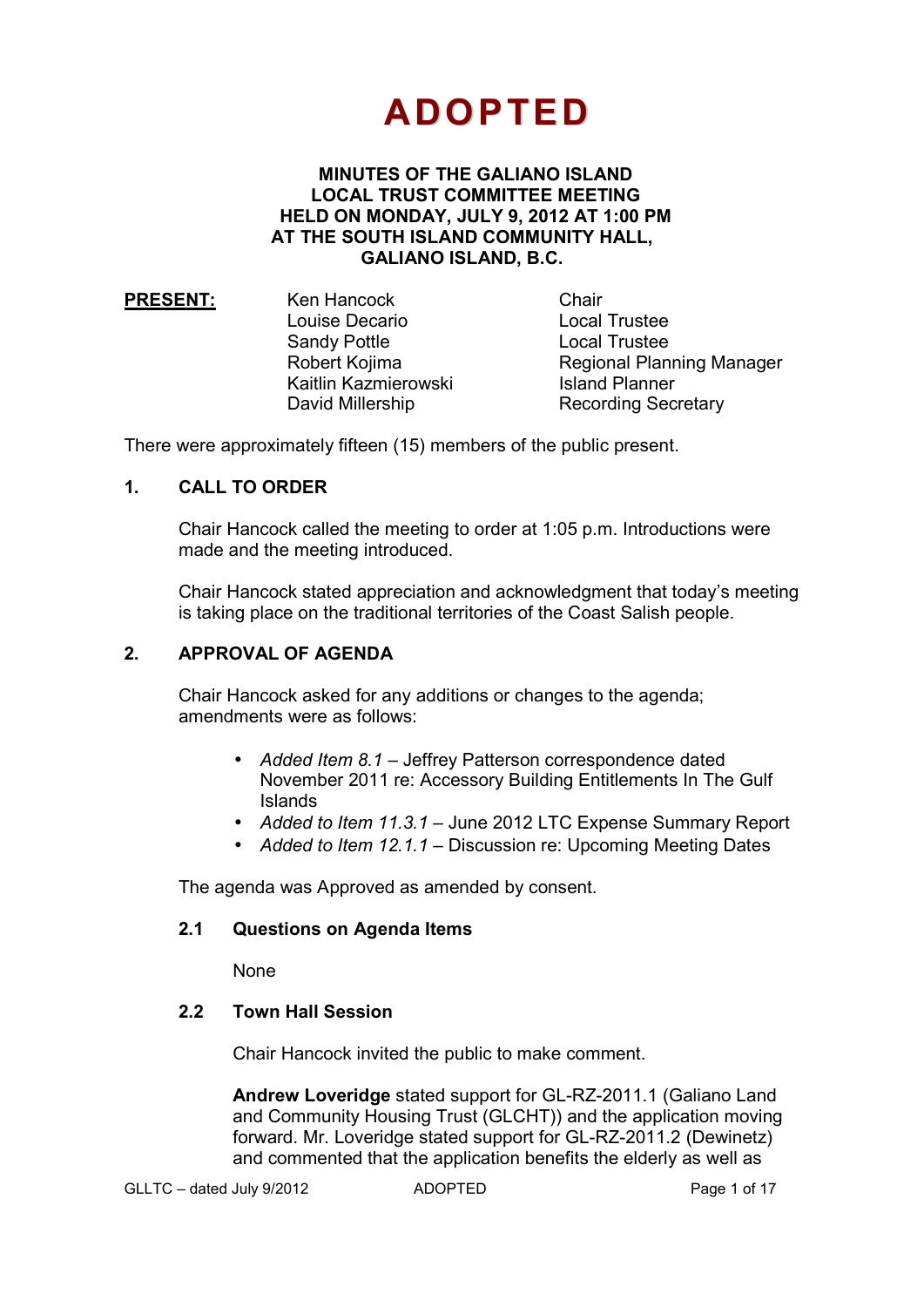# ADOPTED

**MINUTES OF THE GALIANO ISLAND LOCAL TRUST COMMITTEE MEETING HELD ON MONDAY, JULY 9, 2012 AT 1:00 PM AT THE SOUTH ISLAND COMMUNITY HALL, GALIANO ISLAND, B.C.**

| | | |
|---|---|---|
| **PRESENT:** | Ken Hancock | Chair |
| | Louise Decario | Local Trustee |
| | Sandy Pottle | Local Trustee |
| | Robert Kojima | Regional Planning Manager |
| | Kaitlin Kazmierowski | Island Planner |
| | David Millership | Recording Secretary |

There were approximately fifteen (15) members of the public present.

## 1. CALL TO ORDER

Chair Hancock called the meeting to order at 1:05 p.m. Introductions were made and the meeting introduced.

Chair Hancock stated appreciation and acknowledgment that today's meeting is taking place on the traditional territories of the Coast Salish people.

## 2. APPROVAL OF AGENDA

Chair Hancock asked for any additions or changes to the agenda; amendments were as follows:

- *Added Item 8.1* – Jeffrey Patterson correspondence dated November 2011 re: Accessory Building Entitlements In The Gulf Islands
- *Added to Item 11.3.1* – June 2012 LTC Expense Summary Report
- *Added to Item 12.1.1* – Discussion re: Upcoming Meeting Dates

The agenda was Approved as amended by consent.

### 2.1 Questions on Agenda Items

None

### 2.2 Town Hall Session

Chair Hancock invited the public to make comment.

**Andrew Loveridge** stated support for GL-RZ-2011.1 (Galiano Land and Community Housing Trust (GLCHT)) and the application moving forward. Mr. Loveridge stated support for GL-RZ-2011.2 (Dewinetz) and commented that the application benefits the elderly as well as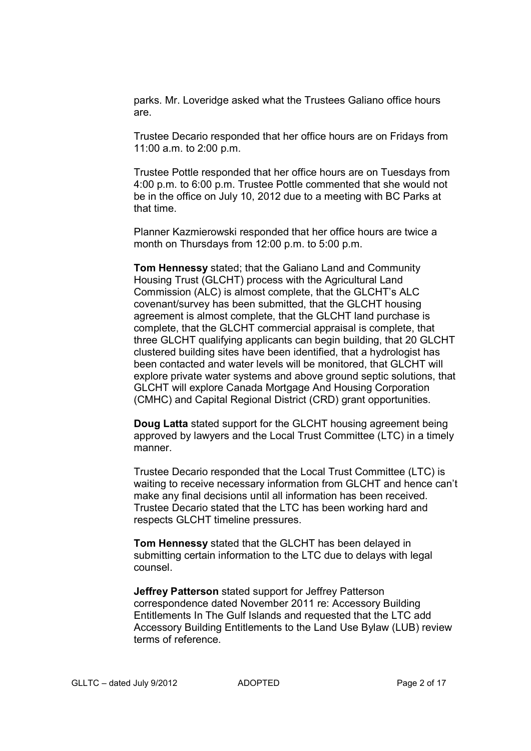parks. Mr. Loveridge asked what the Trustees Galiano office hours are.

Trustee Decario responded that her office hours are on Fridays from 11:00 a.m. to 2:00 p.m.

Trustee Pottle responded that her office hours are on Tuesdays from 4:00 p.m. to 6:00 p.m. Trustee Pottle commented that she would not be in the office on July 10, 2012 due to a meeting with BC Parks at that time.

Planner Kazmierowski responded that her office hours are twice a month on Thursdays from 12:00 p.m. to 5:00 p.m.

**Tom Hennessy** stated; that the Galiano Land and Community Housing Trust (GLCHT) process with the Agricultural Land Commission (ALC) is almost complete, that the GLCHT's ALC covenant/survey has been submitted, that the GLCHT housing agreement is almost complete, that the GLCHT land purchase is complete, that the GLCHT commercial appraisal is complete, that three GLCHT qualifying applicants can begin building, that 20 GLCHT clustered building sites have been identified, that a hydrologist has been contacted and water levels will be monitored, that GLCHT will explore private water systems and above ground septic solutions, that GLCHT will explore Canada Mortgage And Housing Corporation (CMHC) and Capital Regional District (CRD) grant opportunities.

**Doug Latta** stated support for the GLCHT housing agreement being approved by lawyers and the Local Trust Committee (LTC) in a timely manner.

Trustee Decario responded that the Local Trust Committee (LTC) is waiting to receive necessary information from GLCHT and hence can't make any final decisions until all information has been received. Trustee Decario stated that the LTC has been working hard and respects GLCHT timeline pressures.

**Tom Hennessy** stated that the GLCHT has been delayed in submitting certain information to the LTC due to delays with legal counsel.

**Jeffrey Patterson** stated support for Jeffrey Patterson correspondence dated November 2011 re: Accessory Building Entitlements In The Gulf Islands and requested that the LTC add Accessory Building Entitlements to the Land Use Bylaw (LUB) review terms of reference.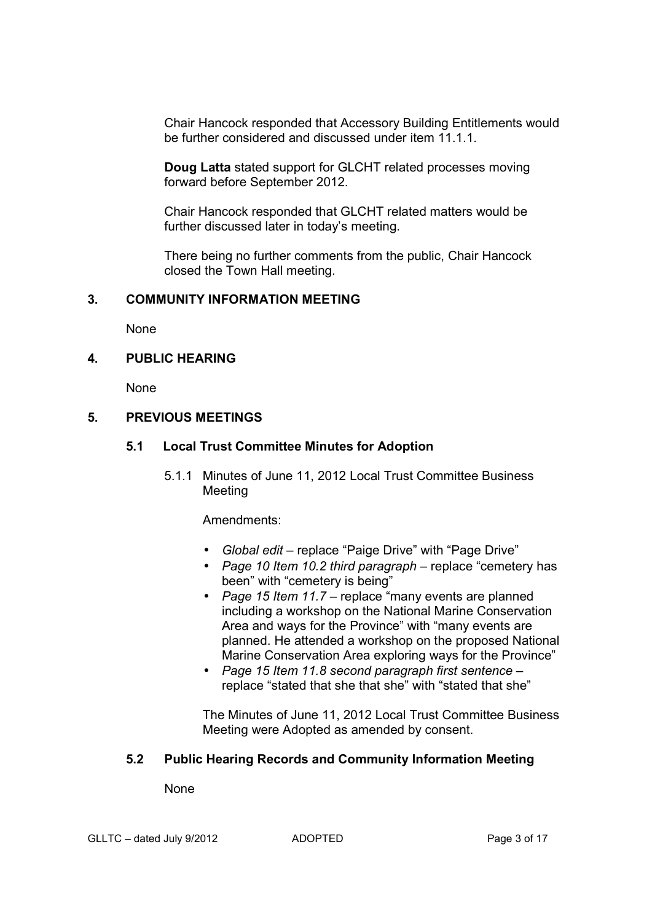Chair Hancock responded that Accessory Building Entitlements would be further considered and discussed under item 11.1.1.

**Doug Latta** stated support for GLCHT related processes moving forward before September 2012.

Chair Hancock responded that GLCHT related matters would be further discussed later in today's meeting.

There being no further comments from the public, Chair Hancock closed the Town Hall meeting.

## 3. COMMUNITY INFORMATION MEETING

None

## 4. PUBLIC HEARING

None

## 5. PREVIOUS MEETINGS

### 5.1 Local Trust Committee Minutes for Adoption

5.1.1 Minutes of June 11, 2012 Local Trust Committee Business Meeting

Amendments:

- *Global edit* – replace "Paige Drive" with "Page Drive"
- *Page 10 Item 10.2 third paragraph* – replace "cemetery has been" with "cemetery is being"
- *Page 15 Item 11.7* – replace "many events are planned including a workshop on the National Marine Conservation Area and ways for the Province" with "many events are planned. He attended a workshop on the proposed National Marine Conservation Area exploring ways for the Province"
- *Page 15 Item 11.8 second paragraph first sentence* – replace "stated that she that she" with "stated that she"

The Minutes of June 11, 2012 Local Trust Committee Business Meeting were Adopted as amended by consent.

### 5.2 Public Hearing Records and Community Information Meeting

None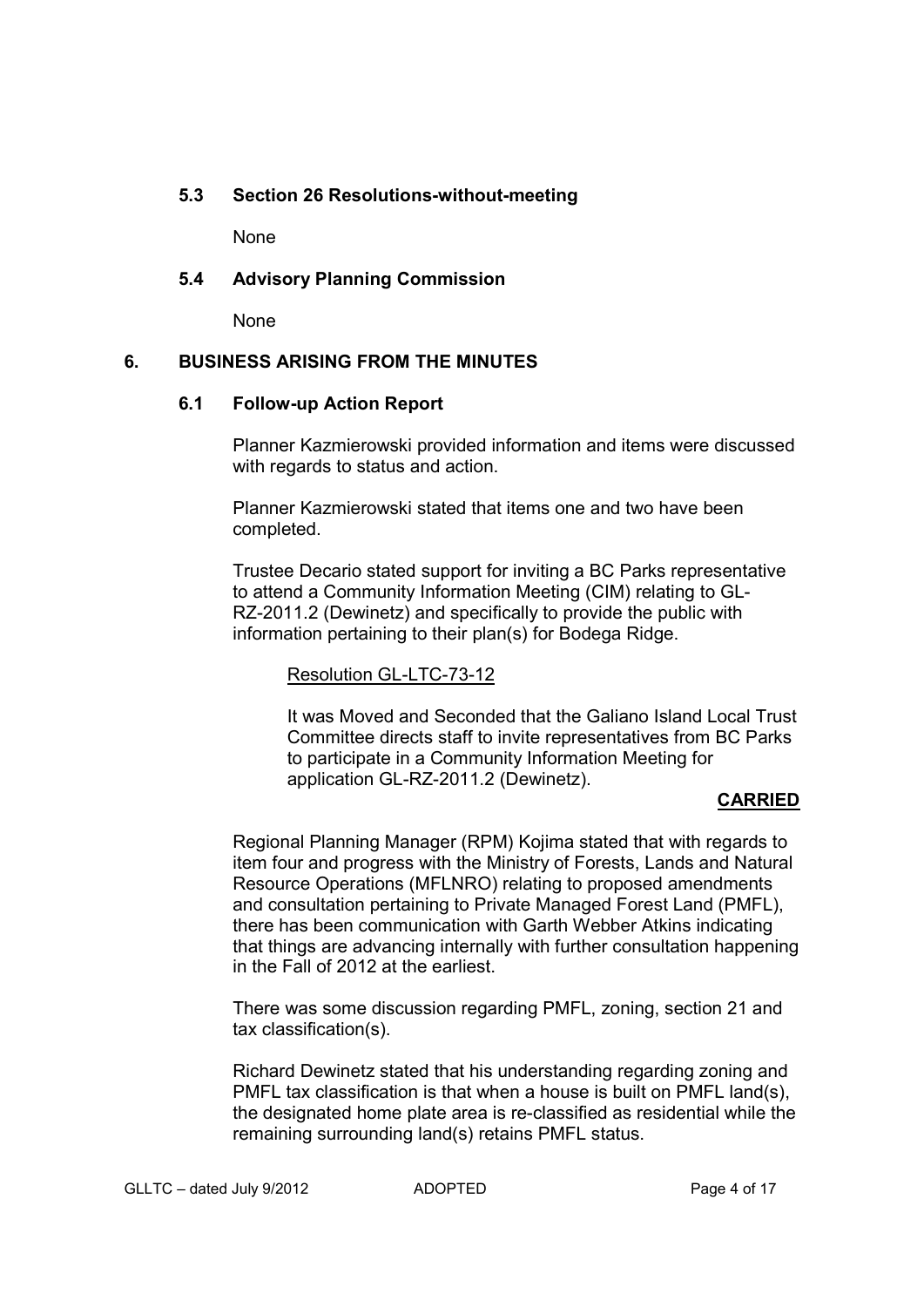### 5.3 Section 26 Resolutions-without-meeting

None

### 5.4 Advisory Planning Commission

None

## 6. BUSINESS ARISING FROM THE MINUTES

### 6.1 Follow-up Action Report

Planner Kazmierowski provided information and items were discussed with regards to status and action.

Planner Kazmierowski stated that items one and two have been completed.

Trustee Decario stated support for inviting a BC Parks representative to attend a Community Information Meeting (CIM) relating to GL-RZ-2011.2 (Dewinetz) and specifically to provide the public with information pertaining to their plan(s) for Bodega Ridge.

Resolution GL-LTC-73-12

It was Moved and Seconded that the Galiano Island Local Trust Committee directs staff to invite representatives from BC Parks to participate in a Community Information Meeting for application GL-RZ-2011.2 (Dewinetz).

**CARRIED**

Regional Planning Manager (RPM) Kojima stated that with regards to item four and progress with the Ministry of Forests, Lands and Natural Resource Operations (MFLNRO) relating to proposed amendments and consultation pertaining to Private Managed Forest Land (PMFL), there has been communication with Garth Webber Atkins indicating that things are advancing internally with further consultation happening in the Fall of 2012 at the earliest.

There was some discussion regarding PMFL, zoning, section 21 and tax classification(s).

Richard Dewinetz stated that his understanding regarding zoning and PMFL tax classification is that when a house is built on PMFL land(s), the designated home plate area is re-classified as residential while the remaining surrounding land(s) retains PMFL status.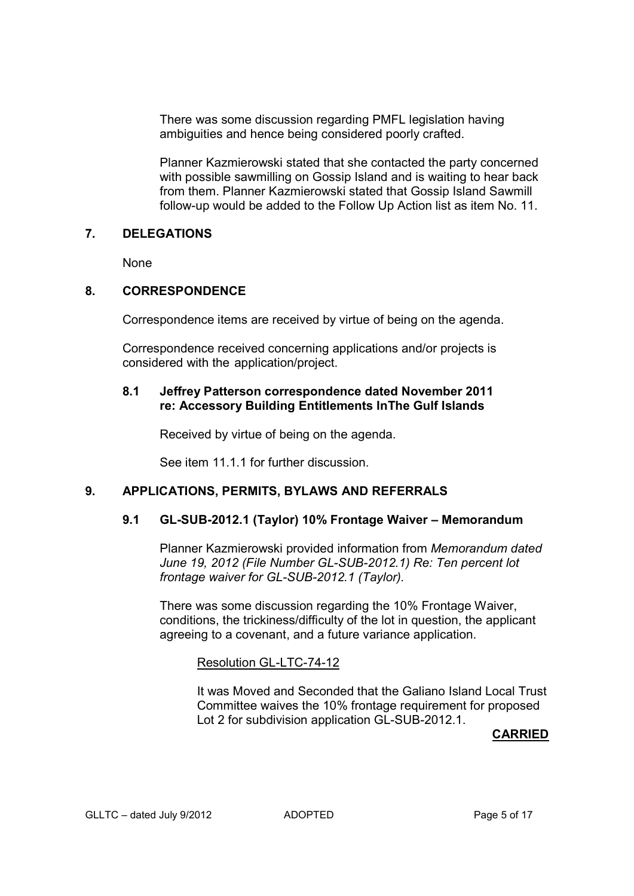There was some discussion regarding PMFL legislation having ambiguities and hence being considered poorly crafted.

Planner Kazmierowski stated that she contacted the party concerned with possible sawmilling on Gossip Island and is waiting to hear back from them. Planner Kazmierowski stated that Gossip Island Sawmill follow-up would be added to the Follow Up Action list as item No. 11.

## 7. DELEGATIONS

None

## 8. CORRESPONDENCE

Correspondence items are received by virtue of being on the agenda.

Correspondence received concerning applications and/or projects is considered with the application/project.

### 8.1 Jeffrey Patterson correspondence dated November 2011 re: Accessory Building Entitlements InThe Gulf Islands

Received by virtue of being on the agenda.

See item 11.1.1 for further discussion.

## 9. APPLICATIONS, PERMITS, BYLAWS AND REFERRALS

### 9.1 GL-SUB-2012.1 (Taylor) 10% Frontage Waiver – Memorandum

Planner Kazmierowski provided information from *Memorandum dated June 19, 2012 (File Number GL-SUB-2012.1) Re: Ten percent lot frontage waiver for GL-SUB-2012.1 (Taylor).*

There was some discussion regarding the 10% Frontage Waiver, conditions, the trickiness/difficulty of the lot in question, the applicant agreeing to a covenant, and a future variance application.

Resolution GL-LTC-74-12

It was Moved and Seconded that the Galiano Island Local Trust Committee waives the 10% frontage requirement for proposed Lot 2 for subdivision application GL-SUB-2012.1.

**CARRIED**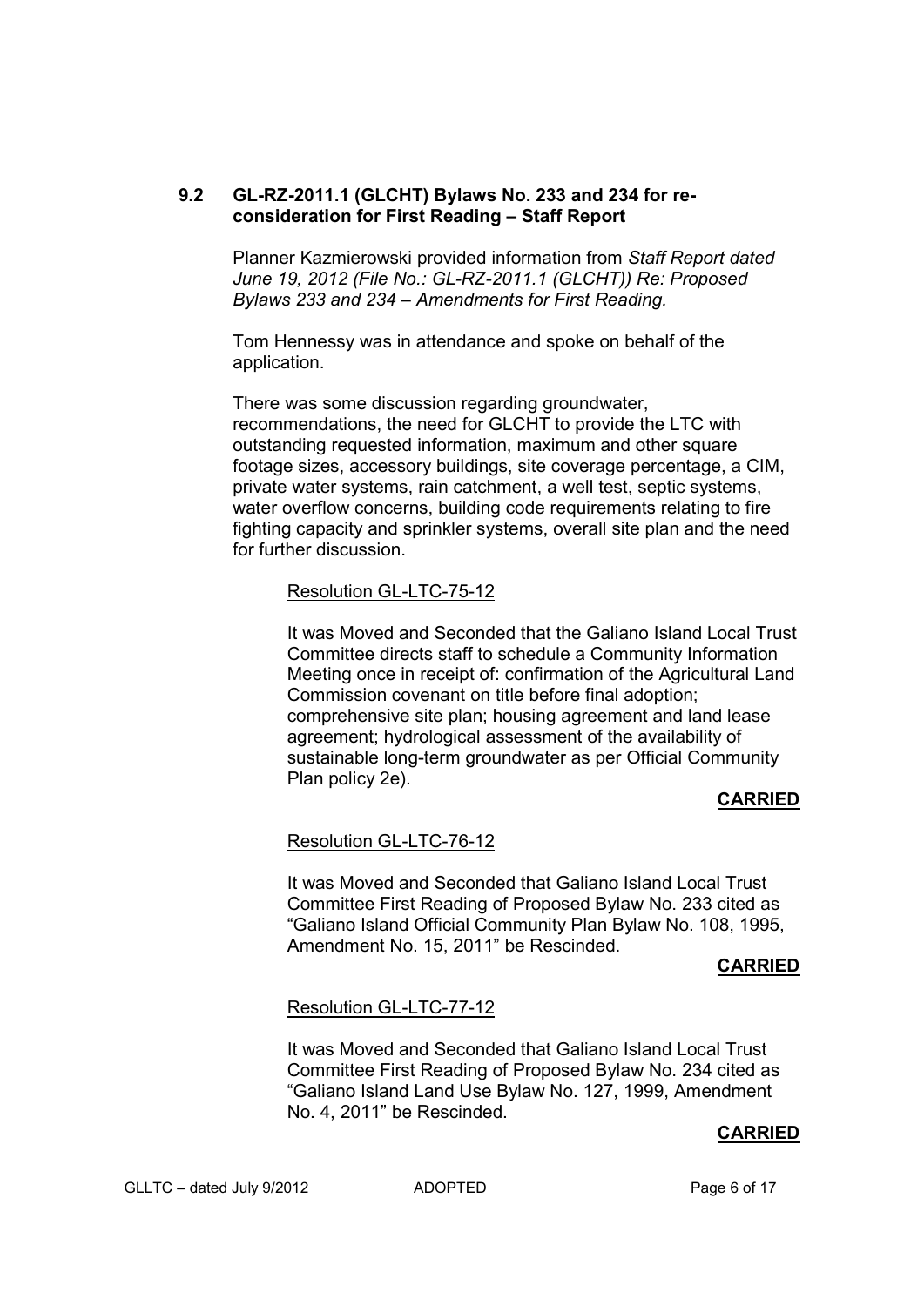### 9.2 GL-RZ-2011.1 (GLCHT) Bylaws No. 233 and 234 for re-consideration for First Reading – Staff Report

Planner Kazmierowski provided information from *Staff Report dated June 19, 2012 (File No.: GL-RZ-2011.1 (GLCHT)) Re: Proposed Bylaws 233 and 234 – Amendments for First Reading.*

Tom Hennessy was in attendance and spoke on behalf of the application.

There was some discussion regarding groundwater, recommendations, the need for GLCHT to provide the LTC with outstanding requested information, maximum and other square footage sizes, accessory buildings, site coverage percentage, a CIM, private water systems, rain catchment, a well test, septic systems, water overflow concerns, building code requirements relating to fire fighting capacity and sprinkler systems, overall site plan and the need for further discussion.

Resolution GL-LTC-75-12

It was Moved and Seconded that the Galiano Island Local Trust Committee directs staff to schedule a Community Information Meeting once in receipt of: confirmation of the Agricultural Land Commission covenant on title before final adoption; comprehensive site plan; housing agreement and land lease agreement; hydrological assessment of the availability of sustainable long-term groundwater as per Official Community Plan policy 2e).

**CARRIED**

Resolution GL-LTC-76-12

It was Moved and Seconded that Galiano Island Local Trust Committee First Reading of Proposed Bylaw No. 233 cited as "Galiano Island Official Community Plan Bylaw No. 108, 1995, Amendment No. 15, 2011" be Rescinded.

**CARRIED**

Resolution GL-LTC-77-12

It was Moved and Seconded that Galiano Island Local Trust Committee First Reading of Proposed Bylaw No. 234 cited as "Galiano Island Land Use Bylaw No. 127, 1999, Amendment No. 4, 2011" be Rescinded.

**CARRIED**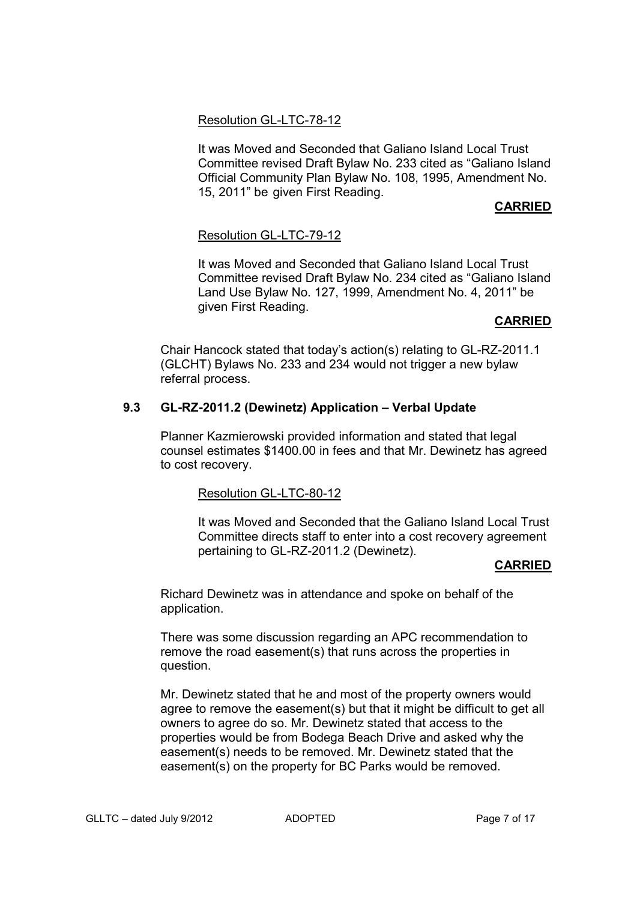Resolution GL-LTC-78-12

It was Moved and Seconded that Galiano Island Local Trust Committee revised Draft Bylaw No. 233 cited as "Galiano Island Official Community Plan Bylaw No. 108, 1995, Amendment No. 15, 2011" be given First Reading.

**CARRIED**

Resolution GL-LTC-79-12

It was Moved and Seconded that Galiano Island Local Trust Committee revised Draft Bylaw No. 234 cited as "Galiano Island Land Use Bylaw No. 127, 1999, Amendment No. 4, 2011" be given First Reading.

**CARRIED**

Chair Hancock stated that today's action(s) relating to GL-RZ-2011.1 (GLCHT) Bylaws No. 233 and 234 would not trigger a new bylaw referral process.

### 9.3 GL-RZ-2011.2 (Dewinetz) Application – Verbal Update

Planner Kazmierowski provided information and stated that legal counsel estimates $1400.00 in fees and that Mr. Dewinetz has agreed to cost recovery.

Resolution GL-LTC-80-12

It was Moved and Seconded that the Galiano Island Local Trust Committee directs staff to enter into a cost recovery agreement pertaining to GL-RZ-2011.2 (Dewinetz).

**CARRIED**

Richard Dewinetz was in attendance and spoke on behalf of the application.

There was some discussion regarding an APC recommendation to remove the road easement(s) that runs across the properties in question.

Mr. Dewinetz stated that he and most of the property owners would agree to remove the easement(s) but that it might be difficult to get all owners to agree do so. Mr. Dewinetz stated that access to the properties would be from Bodega Beach Drive and asked why the easement(s) needs to be removed. Mr. Dewinetz stated that the easement(s) on the property for BC Parks would be removed.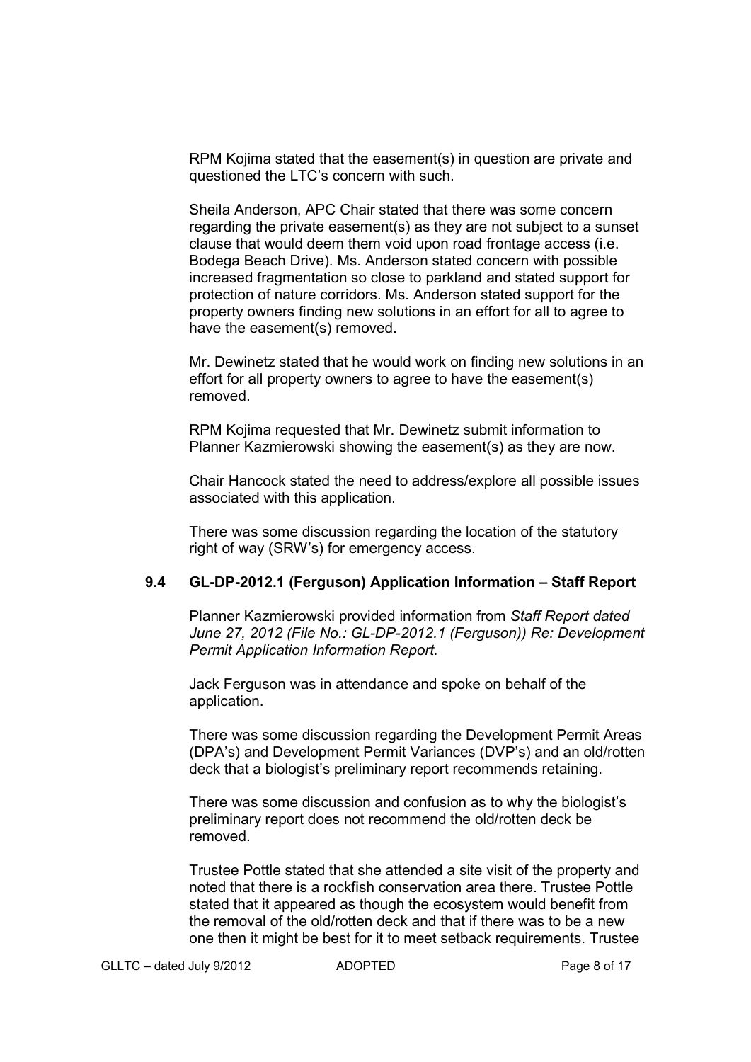RPM Kojima stated that the easement(s) in question are private and questioned the LTC's concern with such.

Sheila Anderson, APC Chair stated that there was some concern regarding the private easement(s) as they are not subject to a sunset clause that would deem them void upon road frontage access (i.e. Bodega Beach Drive). Ms. Anderson stated concern with possible increased fragmentation so close to parkland and stated support for protection of nature corridors. Ms. Anderson stated support for the property owners finding new solutions in an effort for all to agree to have the easement(s) removed.

Mr. Dewinetz stated that he would work on finding new solutions in an effort for all property owners to agree to have the easement(s) removed.

RPM Kojima requested that Mr. Dewinetz submit information to Planner Kazmierowski showing the easement(s) as they are now.

Chair Hancock stated the need to address/explore all possible issues associated with this application.

There was some discussion regarding the location of the statutory right of way (SRW's) for emergency access.

### 9.4 GL-DP-2012.1 (Ferguson) Application Information – Staff Report

Planner Kazmierowski provided information from *Staff Report dated June 27, 2012 (File No.: GL-DP-2012.1 (Ferguson)) Re: Development Permit Application Information Report.*

Jack Ferguson was in attendance and spoke on behalf of the application.

There was some discussion regarding the Development Permit Areas (DPA's) and Development Permit Variances (DVP's) and an old/rotten deck that a biologist's preliminary report recommends retaining.

There was some discussion and confusion as to why the biologist's preliminary report does not recommend the old/rotten deck be removed.

Trustee Pottle stated that she attended a site visit of the property and noted that there is a rockfish conservation area there. Trustee Pottle stated that it appeared as though the ecosystem would benefit from the removal of the old/rotten deck and that if there was to be a new one then it might be best for it to meet setback requirements. Trustee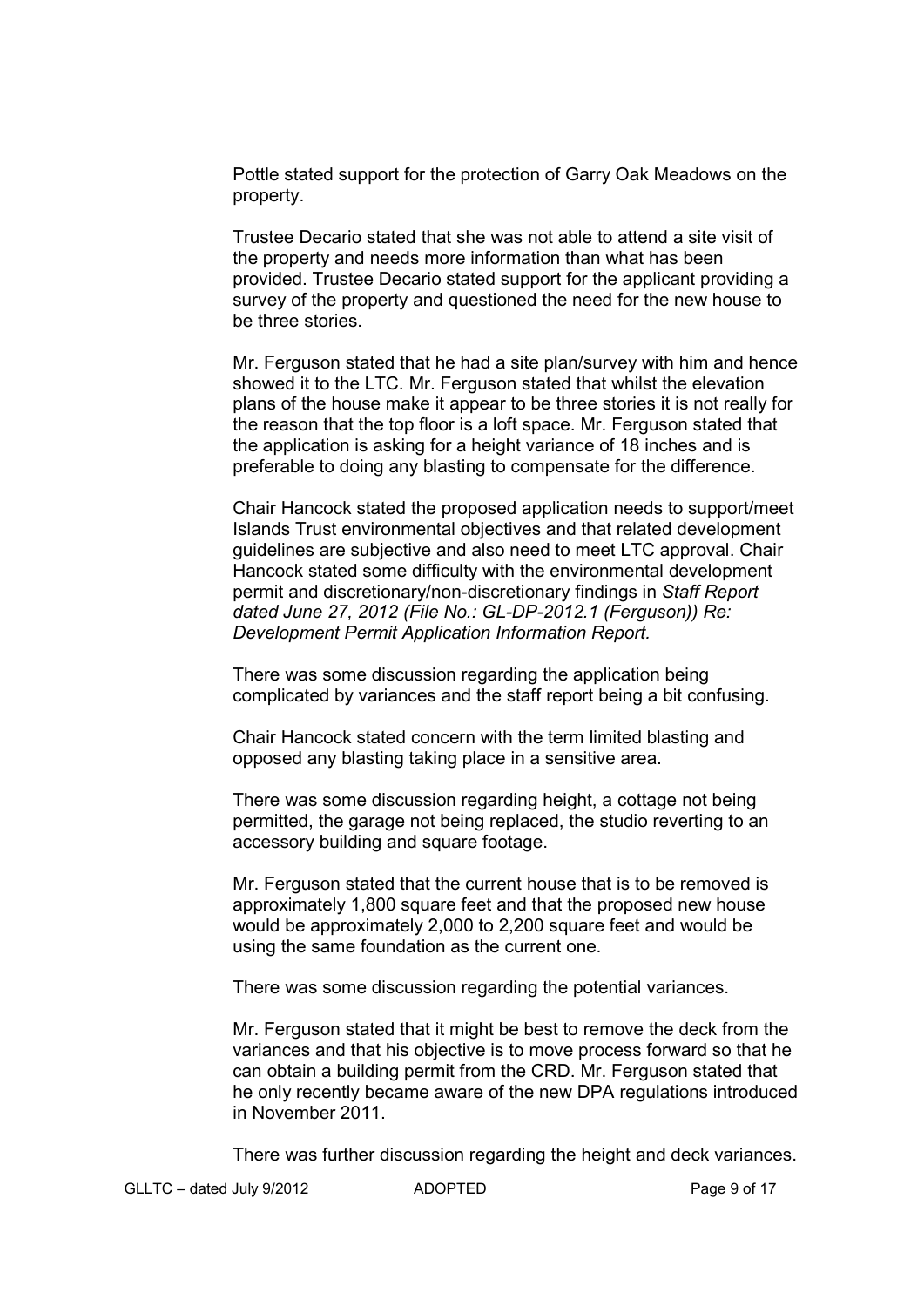Pottle stated support for the protection of Garry Oak Meadows on the property.

Trustee Decario stated that she was not able to attend a site visit of the property and needs more information than what has been provided. Trustee Decario stated support for the applicant providing a survey of the property and questioned the need for the new house to be three stories.

Mr. Ferguson stated that he had a site plan/survey with him and hence showed it to the LTC. Mr. Ferguson stated that whilst the elevation plans of the house make it appear to be three stories it is not really for the reason that the top floor is a loft space. Mr. Ferguson stated that the application is asking for a height variance of 18 inches and is preferable to doing any blasting to compensate for the difference.

Chair Hancock stated the proposed application needs to support/meet Islands Trust environmental objectives and that related development guidelines are subjective and also need to meet LTC approval. Chair Hancock stated some difficulty with the environmental development permit and discretionary/non-discretionary findings in *Staff Report dated June 27, 2012 (File No.: GL-DP-2012.1 (Ferguson)) Re: Development Permit Application Information Report.*

There was some discussion regarding the application being complicated by variances and the staff report being a bit confusing.

Chair Hancock stated concern with the term limited blasting and opposed any blasting taking place in a sensitive area.

There was some discussion regarding height, a cottage not being permitted, the garage not being replaced, the studio reverting to an accessory building and square footage.

Mr. Ferguson stated that the current house that is to be removed is approximately 1,800 square feet and that the proposed new house would be approximately 2,000 to 2,200 square feet and would be using the same foundation as the current one.

There was some discussion regarding the potential variances.

Mr. Ferguson stated that it might be best to remove the deck from the variances and that his objective is to move process forward so that he can obtain a building permit from the CRD. Mr. Ferguson stated that he only recently became aware of the new DPA regulations introduced in November 2011.

There was further discussion regarding the height and deck variances.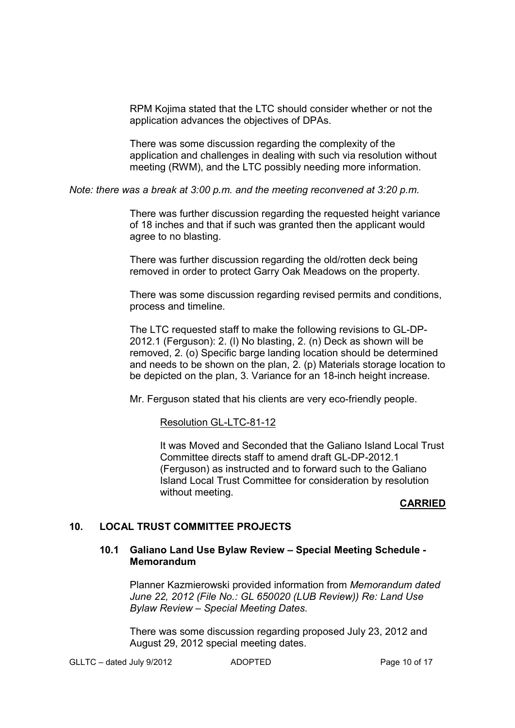RPM Kojima stated that the LTC should consider whether or not the application advances the objectives of DPAs.

There was some discussion regarding the complexity of the application and challenges in dealing with such via resolution without meeting (RWM), and the LTC possibly needing more information.

*Note: there was a break at 3:00 p.m. and the meeting reconvened at 3:20 p.m.*

There was further discussion regarding the requested height variance of 18 inches and that if such was granted then the applicant would agree to no blasting.

There was further discussion regarding the old/rotten deck being removed in order to protect Garry Oak Meadows on the property.

There was some discussion regarding revised permits and conditions, process and timeline.

The LTC requested staff to make the following revisions to GL-DP-2012.1 (Ferguson): 2. (l) No blasting, 2. (n) Deck as shown will be removed, 2. (o) Specific barge landing location should be determined and needs to be shown on the plan, 2. (p) Materials storage location to be depicted on the plan, 3. Variance for an 18-inch height increase.

Mr. Ferguson stated that his clients are very eco-friendly people.

Resolution GL-LTC-81-12

It was Moved and Seconded that the Galiano Island Local Trust Committee directs staff to amend draft GL-DP-2012.1 (Ferguson) as instructed and to forward such to the Galiano Island Local Trust Committee for consideration by resolution without meeting.

**CARRIED**

## 10. LOCAL TRUST COMMITTEE PROJECTS

### 10.1 Galiano Land Use Bylaw Review – Special Meeting Schedule - Memorandum

Planner Kazmierowski provided information from *Memorandum dated June 22, 2012 (File No.: GL 650020 (LUB Review)) Re: Land Use Bylaw Review – Special Meeting Dates.*

There was some discussion regarding proposed July 23, 2012 and August 29, 2012 special meeting dates.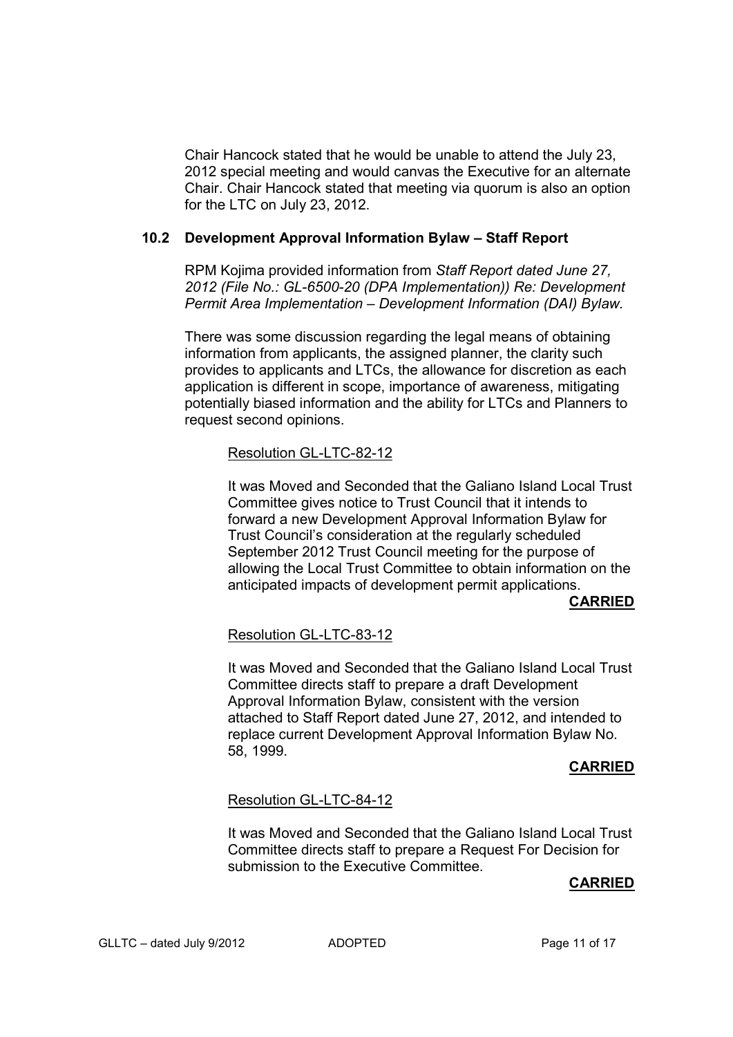Chair Hancock stated that he would be unable to attend the July 23, 2012 special meeting and would canvas the Executive for an alternate Chair. Chair Hancock stated that meeting via quorum is also an option for the LTC on July 23, 2012.

### 10.2 Development Approval Information Bylaw – Staff Report

RPM Kojima provided information from *Staff Report dated June 27, 2012 (File No.: GL-6500-20 (DPA Implementation)) Re: Development Permit Area Implementation – Development Information (DAI) Bylaw.*

There was some discussion regarding the legal means of obtaining information from applicants, the assigned planner, the clarity such provides to applicants and LTCs, the allowance for discretion as each application is different in scope, importance of awareness, mitigating potentially biased information and the ability for LTCs and Planners to request second opinions.

Resolution GL-LTC-82-12

It was Moved and Seconded that the Galiano Island Local Trust Committee gives notice to Trust Council that it intends to forward a new Development Approval Information Bylaw for Trust Council's consideration at the regularly scheduled September 2012 Trust Council meeting for the purpose of allowing the Local Trust Committee to obtain information on the anticipated impacts of development permit applications.

**CARRIED**

Resolution GL-LTC-83-12

It was Moved and Seconded that the Galiano Island Local Trust Committee directs staff to prepare a draft Development Approval Information Bylaw, consistent with the version attached to Staff Report dated June 27, 2012, and intended to replace current Development Approval Information Bylaw No. 58, 1999.

**CARRIED**

Resolution GL-LTC-84-12

It was Moved and Seconded that the Galiano Island Local Trust Committee directs staff to prepare a Request For Decision for submission to the Executive Committee.

**CARRIED**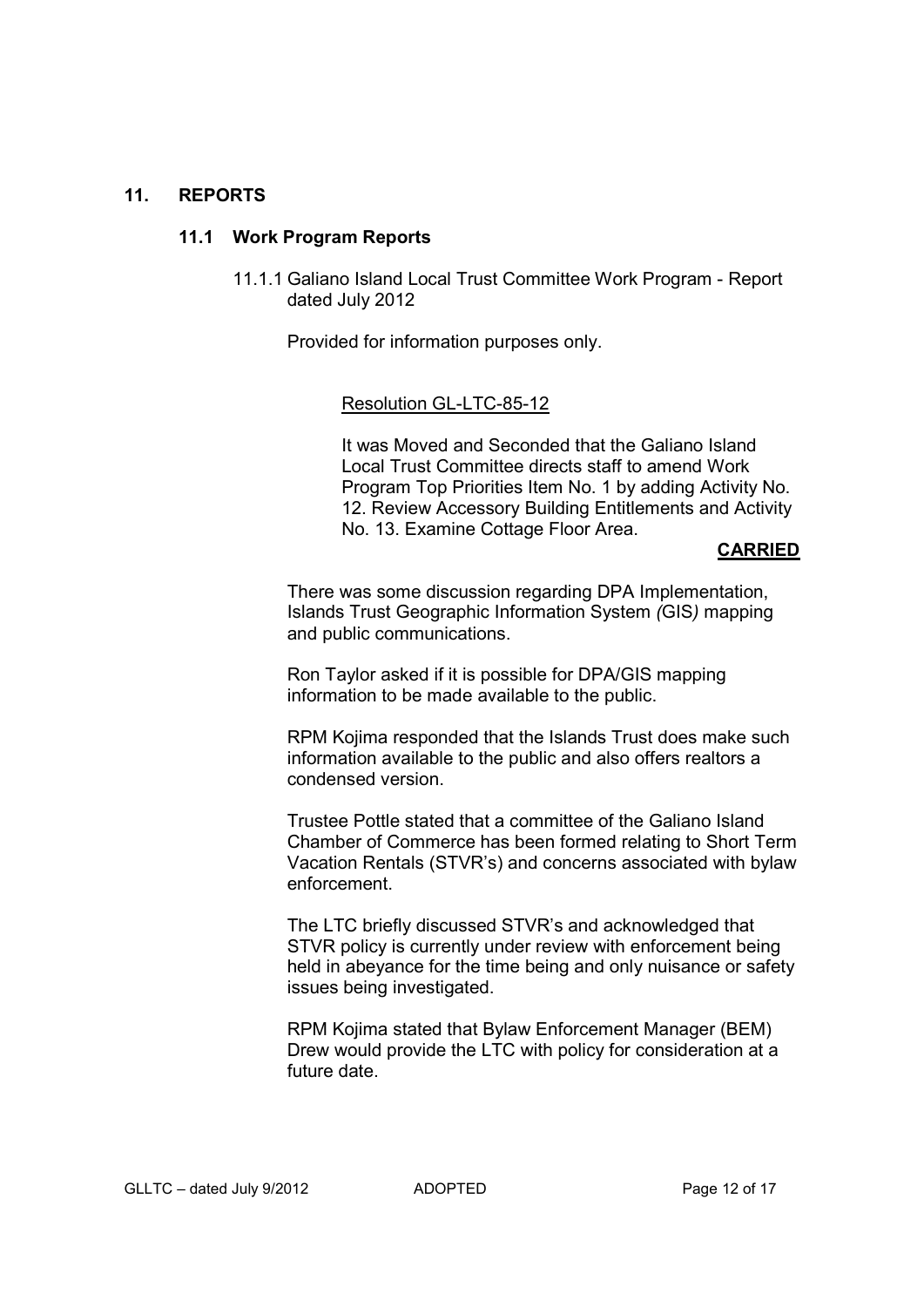## 11. REPORTS

### 11.1 Work Program Reports

11.1.1 Galiano Island Local Trust Committee Work Program - Report dated July 2012

Provided for information purposes only.

Resolution GL-LTC-85-12

It was Moved and Seconded that the Galiano Island Local Trust Committee directs staff to amend Work Program Top Priorities Item No. 1 by adding Activity No. 12. Review Accessory Building Entitlements and Activity No. 13. Examine Cottage Floor Area.

**CARRIED**

There was some discussion regarding DPA Implementation, Islands Trust Geographic Information System *(*GIS*)* mapping and public communications.

Ron Taylor asked if it is possible for DPA/GIS mapping information to be made available to the public.

RPM Kojima responded that the Islands Trust does make such information available to the public and also offers realtors a condensed version.

Trustee Pottle stated that a committee of the Galiano Island Chamber of Commerce has been formed relating to Short Term Vacation Rentals (STVR's) and concerns associated with bylaw enforcement.

The LTC briefly discussed STVR's and acknowledged that STVR policy is currently under review with enforcement being held in abeyance for the time being and only nuisance or safety issues being investigated.

RPM Kojima stated that Bylaw Enforcement Manager (BEM) Drew would provide the LTC with policy for consideration at a future date.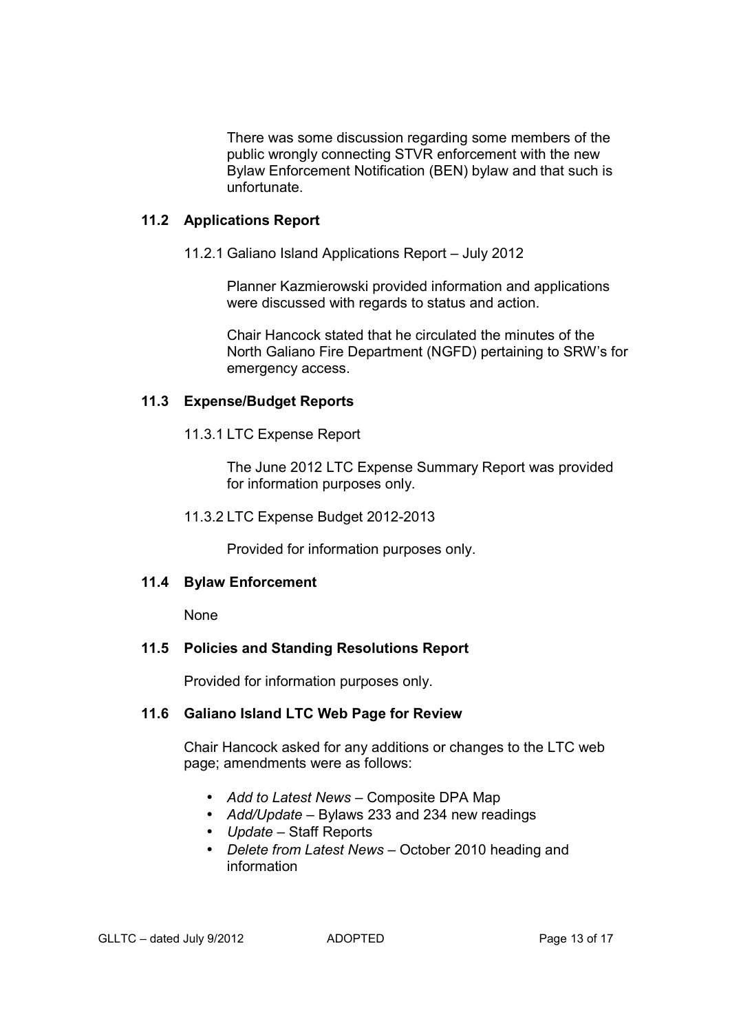There was some discussion regarding some members of the public wrongly connecting STVR enforcement with the new Bylaw Enforcement Notification (BEN) bylaw and that such is unfortunate.

### 11.2 Applications Report

11.2.1 Galiano Island Applications Report – July 2012

Planner Kazmierowski provided information and applications were discussed with regards to status and action.

Chair Hancock stated that he circulated the minutes of the North Galiano Fire Department (NGFD) pertaining to SRW's for emergency access.

### 11.3 Expense/Budget Reports

11.3.1 LTC Expense Report

The June 2012 LTC Expense Summary Report was provided for information purposes only.

11.3.2 LTC Expense Budget 2012-2013

Provided for information purposes only.

### 11.4 Bylaw Enforcement

None

### 11.5 Policies and Standing Resolutions Report

Provided for information purposes only.

### 11.6 Galiano Island LTC Web Page for Review

Chair Hancock asked for any additions or changes to the LTC web page; amendments were as follows:

- *Add to Latest News* – Composite DPA Map
- *Add/Update* – Bylaws 233 and 234 new readings
- *Update* – Staff Reports
- *Delete from Latest News* – October 2010 heading and information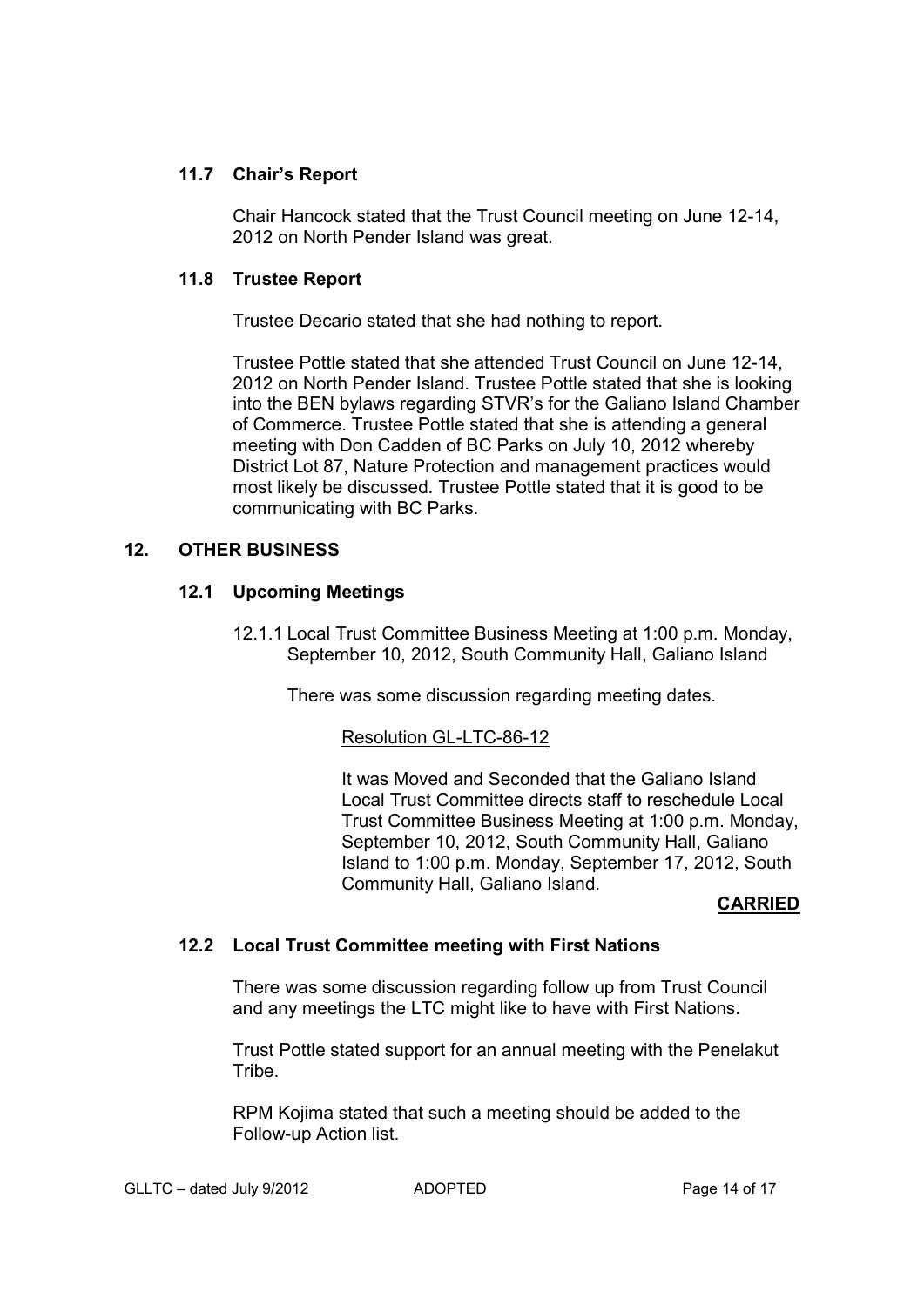### 11.7 Chair's Report

Chair Hancock stated that the Trust Council meeting on June 12-14, 2012 on North Pender Island was great.

### 11.8 Trustee Report

Trustee Decario stated that she had nothing to report.

Trustee Pottle stated that she attended Trust Council on June 12-14, 2012 on North Pender Island. Trustee Pottle stated that she is looking into the BEN bylaws regarding STVR's for the Galiano Island Chamber of Commerce. Trustee Pottle stated that she is attending a general meeting with Don Cadden of BC Parks on July 10, 2012 whereby District Lot 87, Nature Protection and management practices would most likely be discussed. Trustee Pottle stated that it is good to be communicating with BC Parks.

## 12. OTHER BUSINESS

### 12.1 Upcoming Meetings

12.1.1 Local Trust Committee Business Meeting at 1:00 p.m. Monday, September 10, 2012, South Community Hall, Galiano Island

There was some discussion regarding meeting dates.

Resolution GL-LTC-86-12

It was Moved and Seconded that the Galiano Island Local Trust Committee directs staff to reschedule Local Trust Committee Business Meeting at 1:00 p.m. Monday, September 10, 2012, South Community Hall, Galiano Island to 1:00 p.m. Monday, September 17, 2012, South Community Hall, Galiano Island.

**CARRIED**

### 12.2 Local Trust Committee meeting with First Nations

There was some discussion regarding follow up from Trust Council and any meetings the LTC might like to have with First Nations.

Trust Pottle stated support for an annual meeting with the Penelakut Tribe.

RPM Kojima stated that such a meeting should be added to the Follow-up Action list.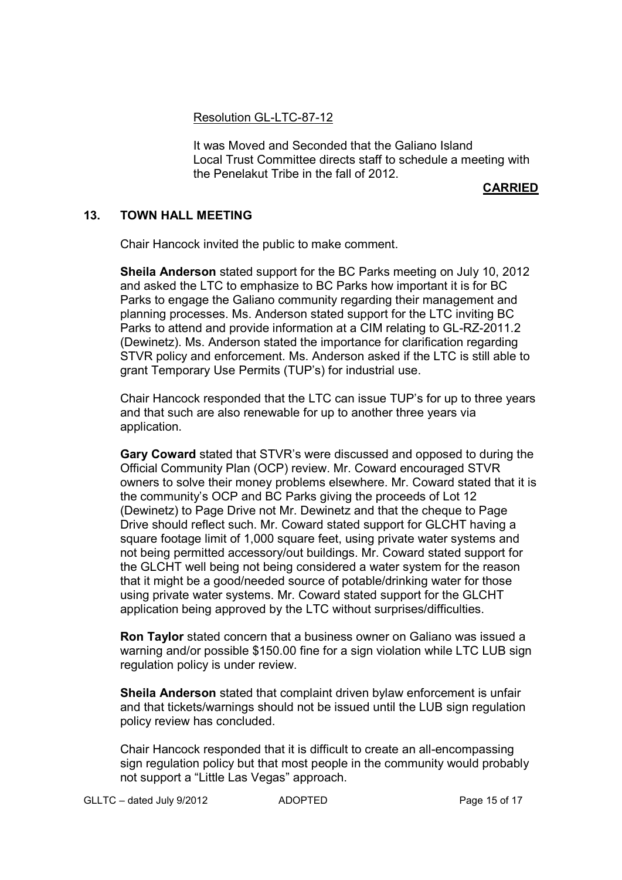Resolution GL-LTC-87-12

It was Moved and Seconded that the Galiano Island Local Trust Committee directs staff to schedule a meeting with the Penelakut Tribe in the fall of 2012.

**CARRIED**

## 13. TOWN HALL MEETING

Chair Hancock invited the public to make comment.

**Sheila Anderson** stated support for the BC Parks meeting on July 10, 2012 and asked the LTC to emphasize to BC Parks how important it is for BC Parks to engage the Galiano community regarding their management and planning processes. Ms. Anderson stated support for the LTC inviting BC Parks to attend and provide information at a CIM relating to GL-RZ-2011.2 (Dewinetz). Ms. Anderson stated the importance for clarification regarding STVR policy and enforcement. Ms. Anderson asked if the LTC is still able to grant Temporary Use Permits (TUP's) for industrial use.

Chair Hancock responded that the LTC can issue TUP's for up to three years and that such are also renewable for up to another three years via application.

**Gary Coward** stated that STVR's were discussed and opposed to during the Official Community Plan (OCP) review. Mr. Coward encouraged STVR owners to solve their money problems elsewhere. Mr. Coward stated that it is the community's OCP and BC Parks giving the proceeds of Lot 12 (Dewinetz) to Page Drive not Mr. Dewinetz and that the cheque to Page Drive should reflect such. Mr. Coward stated support for GLCHT having a square footage limit of 1,000 square feet, using private water systems and not being permitted accessory/out buildings. Mr. Coward stated support for the GLCHT well being not being considered a water system for the reason that it might be a good/needed source of potable/drinking water for those using private water systems. Mr. Coward stated support for the GLCHT application being approved by the LTC without surprises/difficulties.

**Ron Taylor** stated concern that a business owner on Galiano was issued a warning and/or possible $150.00 fine for a sign violation while LTC LUB sign regulation policy is under review.

**Sheila Anderson** stated that complaint driven bylaw enforcement is unfair and that tickets/warnings should not be issued until the LUB sign regulation policy review has concluded.

Chair Hancock responded that it is difficult to create an all-encompassing sign regulation policy but that most people in the community would probably not support a "Little Las Vegas" approach.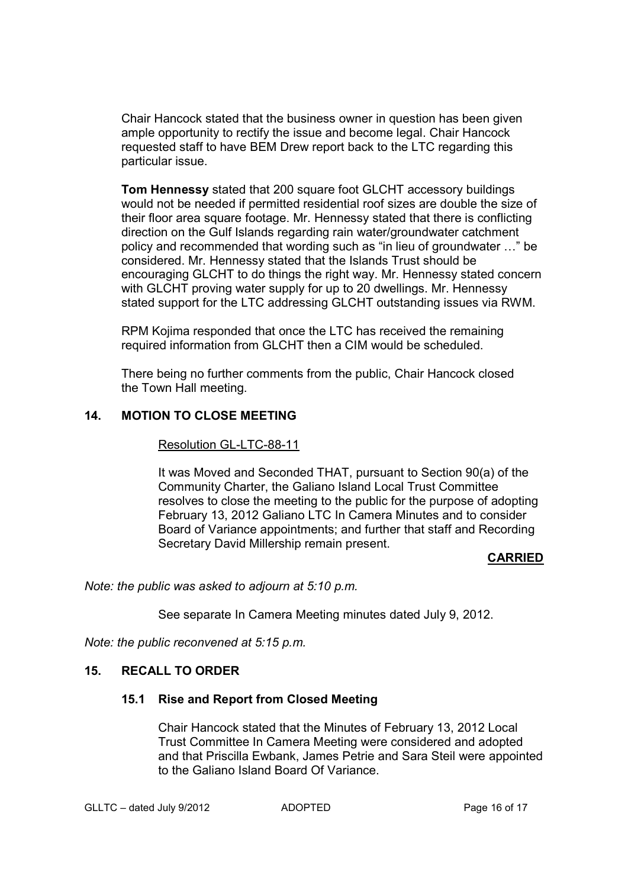Chair Hancock stated that the business owner in question has been given ample opportunity to rectify the issue and become legal. Chair Hancock requested staff to have BEM Drew report back to the LTC regarding this particular issue.

**Tom Hennessy** stated that 200 square foot GLCHT accessory buildings would not be needed if permitted residential roof sizes are double the size of their floor area square footage. Mr. Hennessy stated that there is conflicting direction on the Gulf Islands regarding rain water/groundwater catchment policy and recommended that wording such as "in lieu of groundwater …" be considered. Mr. Hennessy stated that the Islands Trust should be encouraging GLCHT to do things the right way. Mr. Hennessy stated concern with GLCHT proving water supply for up to 20 dwellings. Mr. Hennessy stated support for the LTC addressing GLCHT outstanding issues via RWM.

RPM Kojima responded that once the LTC has received the remaining required information from GLCHT then a CIM would be scheduled.

There being no further comments from the public, Chair Hancock closed the Town Hall meeting.

## 14. MOTION TO CLOSE MEETING

Resolution GL-LTC-88-11

It was Moved and Seconded THAT, pursuant to Section 90(a) of the Community Charter, the Galiano Island Local Trust Committee resolves to close the meeting to the public for the purpose of adopting February 13, 2012 Galiano LTC In Camera Minutes and to consider Board of Variance appointments; and further that staff and Recording Secretary David Millership remain present.

**CARRIED**

*Note: the public was asked to adjourn at 5:10 p.m.*

See separate In Camera Meeting minutes dated July 9, 2012.

*Note: the public reconvened at 5:15 p.m.*

## 15. RECALL TO ORDER

### 15.1 Rise and Report from Closed Meeting

Chair Hancock stated that the Minutes of February 13, 2012 Local Trust Committee In Camera Meeting were considered and adopted and that Priscilla Ewbank, James Petrie and Sara Steil were appointed to the Galiano Island Board Of Variance.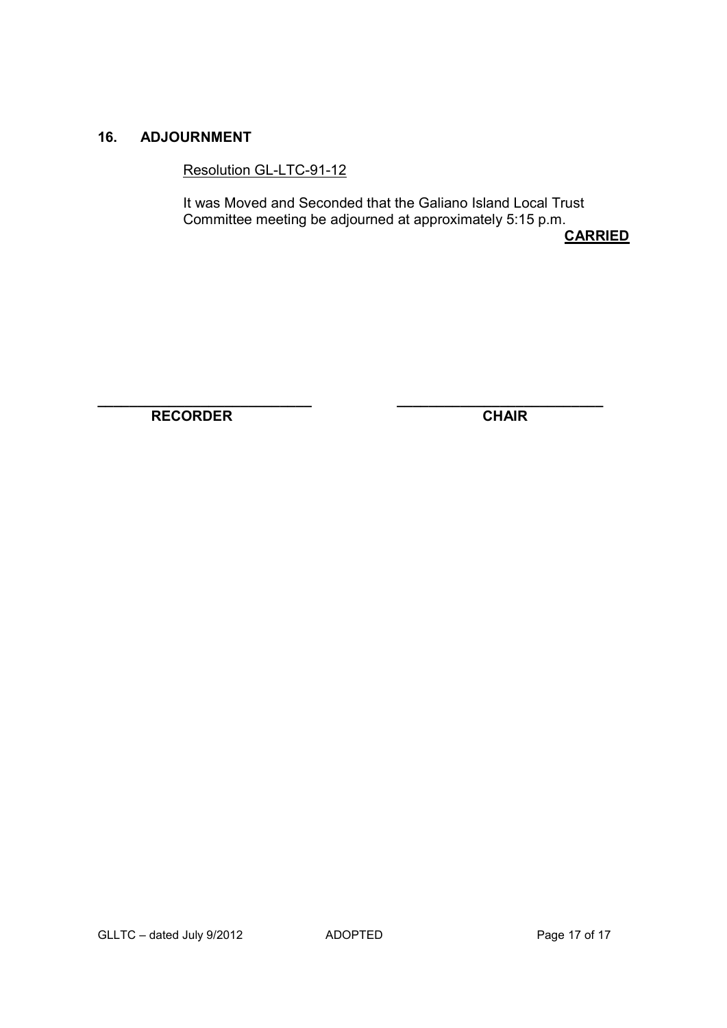## 16. ADJOURNMENT

Resolution GL-LTC-91-12

It was Moved and Seconded that the Galiano Island Local Trust Committee meeting be adjourned at approximately 5:15 p.m.

**CARRIED**

| | |
|---|---|
| ___________________________ | ___________________________ |
| **RECORDER** | **CHAIR** |